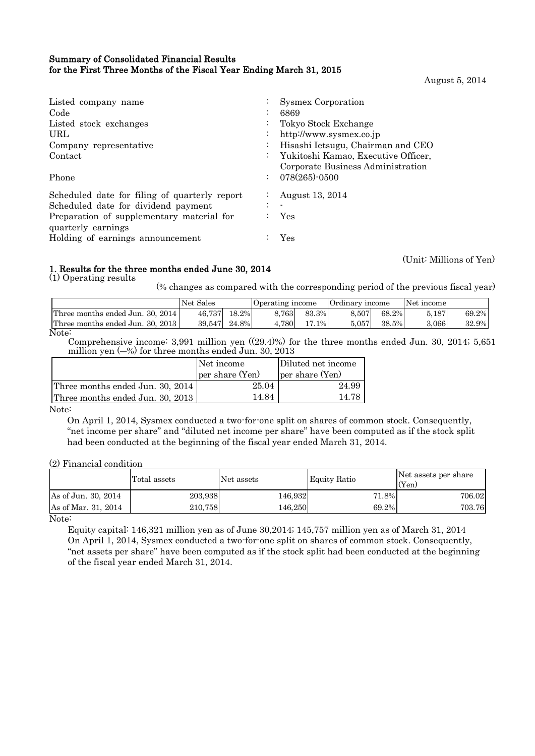**Summary of Consolidated Financial Results**
**for the First Three Months of the Fiscal Year Ending March 31, 2015**

August 5, 2014

| | | |
|---|---|---|
| Listed company name | : | Sysmex Corporation |
| Code | : | 6869 |
| Listed stock exchanges | : | Tokyo Stock Exchange |
| URL | : | http://www.sysmex.co.jp |
| Company representative | : | Hisashi Ietsugu, Chairman and CEO |
| Contact | : | Yukitoshi Kamao, Executive Officer, Corporate Business Administration |
| Phone | : | 078(265)-0500 |
| Scheduled date for filing of quarterly report | : | August 13, 2014 |
| Scheduled date for dividend payment | : | - |
| Preparation of supplementary material for quarterly earnings | : | Yes |
| Holding of earnings announcement | : | Yes |

(Unit: Millions of Yen)

## 1. Results for the three months ended June 30, 2014

(1) Operating results

(% changes as compared with the corresponding period of the previous fiscal year)

| | Net Sales | | Operating income | | Ordinary income | | Net income | |
|---|---|---|---|---|---|---|---|---|
| Three months ended Jun. 30, 2014 | 46,737 | 18.2% | 8,763 | 83.3% | 8,507 | 68.2% | 5,187 | 69.2% |
| Three months ended Jun. 30, 2013 | 39,547 | 24.8% | 4,780 | 17.1% | 5,057 | 38.5% | 3,066 | 32.9% |

Note:

Comprehensive income: 3,991 million yen ((29.4)%) for the three months ended Jun. 30, 2014; 5,651 million yen (—%) for three months ended Jun. 30, 2013

| | Net income per share (Yen) | Diluted net income per share (Yen) |
|---|---|---|
| Three months ended Jun. 30, 2014 | 25.04 | 24.99 |
| Three months ended Jun. 30, 2013 | 14.84 | 14.78 |

Note:

On April 1, 2014, Sysmex conducted a two-for-one split on shares of common stock. Consequently, "net income per share" and "diluted net income per share" have been computed as if the stock split had been conducted at the beginning of the fiscal year ended March 31, 2014.

(2) Financial condition

| | Total assets | Net assets | Equity Ratio | Net assets per share (Yen) |
|---|---|---|---|---|
| As of Jun. 30, 2014 | 203,938 | 146,932 | 71.8% | 706.02 |
| As of Mar. 31, 2014 | 210,758 | 146,250 | 69.2% | 703.76 |

Note:

Equity capital: 146,321 million yen as of June 30,2014; 145,757 million yen as of March 31, 2014

On April 1, 2014, Sysmex conducted a two-for-one split on shares of common stock. Consequently, "net assets per share" have been computed as if the stock split had been conducted at the beginning of the fiscal year ended March 31, 2014.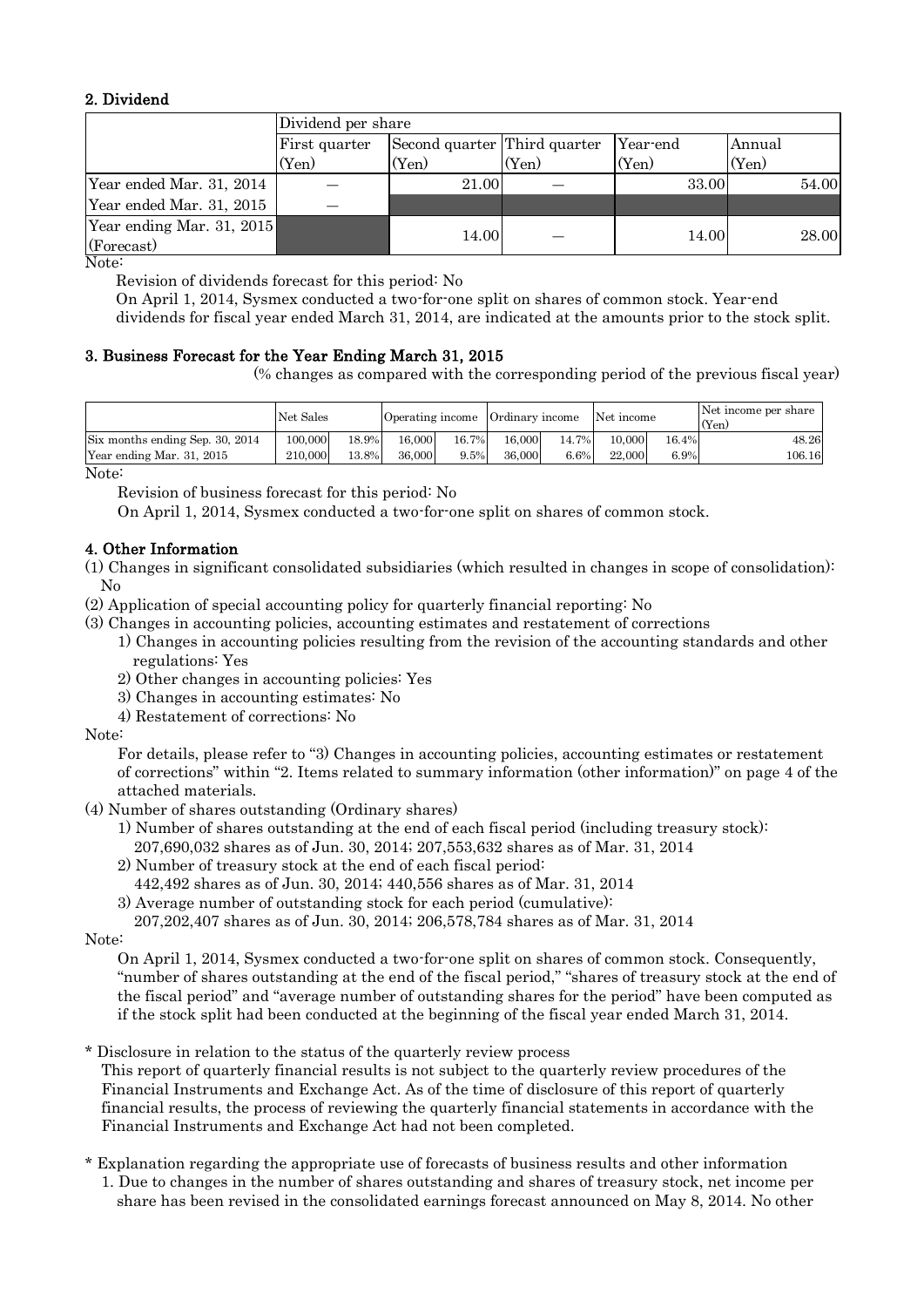## 2. Dividend

| | Dividend per share | | | | |
|---|---|---|---|---|---|
| | First quarter (Yen) | Second quarter (Yen) | Third quarter (Yen) | Year-end (Yen) | Annual (Yen) |
| Year ended Mar. 31, 2014 | — | 21.00 | — | 33.00 | 54.00 |
| Year ended Mar. 31, 2015 | — | | | | |
| Year ending Mar. 31, 2015 (Forecast) | | 14.00 | — | 14.00 | 28.00 |

Note:

Revision of dividends forecast for this period: No

On April 1, 2014, Sysmex conducted a two-for-one split on shares of common stock. Year-end dividends for fiscal year ended March 31, 2014, are indicated at the amounts prior to the stock split.

## 3. Business Forecast for the Year Ending March 31, 2015

(% changes as compared with the corresponding period of the previous fiscal year)

| | Net Sales | | Operating income | | Ordinary income | | Net income | | Net income per share (Yen) |
|---|---|---|---|---|---|---|---|---|---|
| Six months ending Sep. 30, 2014 | 100,000 | 18.9% | 16,000 | 16.7% | 16,000 | 14.7% | 10,000 | 16.4% | 48.26 |
| Year ending Mar. 31, 2015 | 210,000 | 13.8% | 36,000 | 9.5% | 36,000 | 6.6% | 22,000 | 6.9% | 106.16 |

Note:

Revision of business forecast for this period: No

On April 1, 2014, Sysmex conducted a two-for-one split on shares of common stock.

## 4. Other Information

(1) Changes in significant consolidated subsidiaries (which resulted in changes in scope of consolidation): No

(2) Application of special accounting policy for quarterly financial reporting: No

(3) Changes in accounting policies, accounting estimates and restatement of corrections

1) Changes in accounting policies resulting from the revision of the accounting standards and other regulations: Yes
2) Other changes in accounting policies: Yes
3) Changes in accounting estimates: No
4) Restatement of corrections: No

Note:

For details, please refer to "3) Changes in accounting policies, accounting estimates or restatement of corrections" within "2. Items related to summary information (other information)" on page 4 of the attached materials.

(4) Number of shares outstanding (Ordinary shares)

1) Number of shares outstanding at the end of each fiscal period (including treasury stock): 207,690,032 shares as of Jun. 30, 2014; 207,553,632 shares as of Mar. 31, 2014
2) Number of treasury stock at the end of each fiscal period: 442,492 shares as of Jun. 30, 2014; 440,556 shares as of Mar. 31, 2014
3) Average number of outstanding stock for each period (cumulative): 207,202,407 shares as of Jun. 30, 2014; 206,578,784 shares as of Mar. 31, 2014

Note:

On April 1, 2014, Sysmex conducted a two-for-one split on shares of common stock. Consequently, "number of shares outstanding at the end of the fiscal period," "shares of treasury stock at the end of the fiscal period" and "average number of outstanding shares for the period" have been computed as if the stock split had been conducted at the beginning of the fiscal year ended March 31, 2014.

\* Disclosure in relation to the status of the quarterly review process

This report of quarterly financial results is not subject to the quarterly review procedures of the Financial Instruments and Exchange Act. As of the time of disclosure of this report of quarterly financial results, the process of reviewing the quarterly financial statements in accordance with the Financial Instruments and Exchange Act had not been completed.

\* Explanation regarding the appropriate use of forecasts of business results and other information

1. Due to changes in the number of shares outstanding and shares of treasury stock, net income per share has been revised in the consolidated earnings forecast announced on May 8, 2014. No other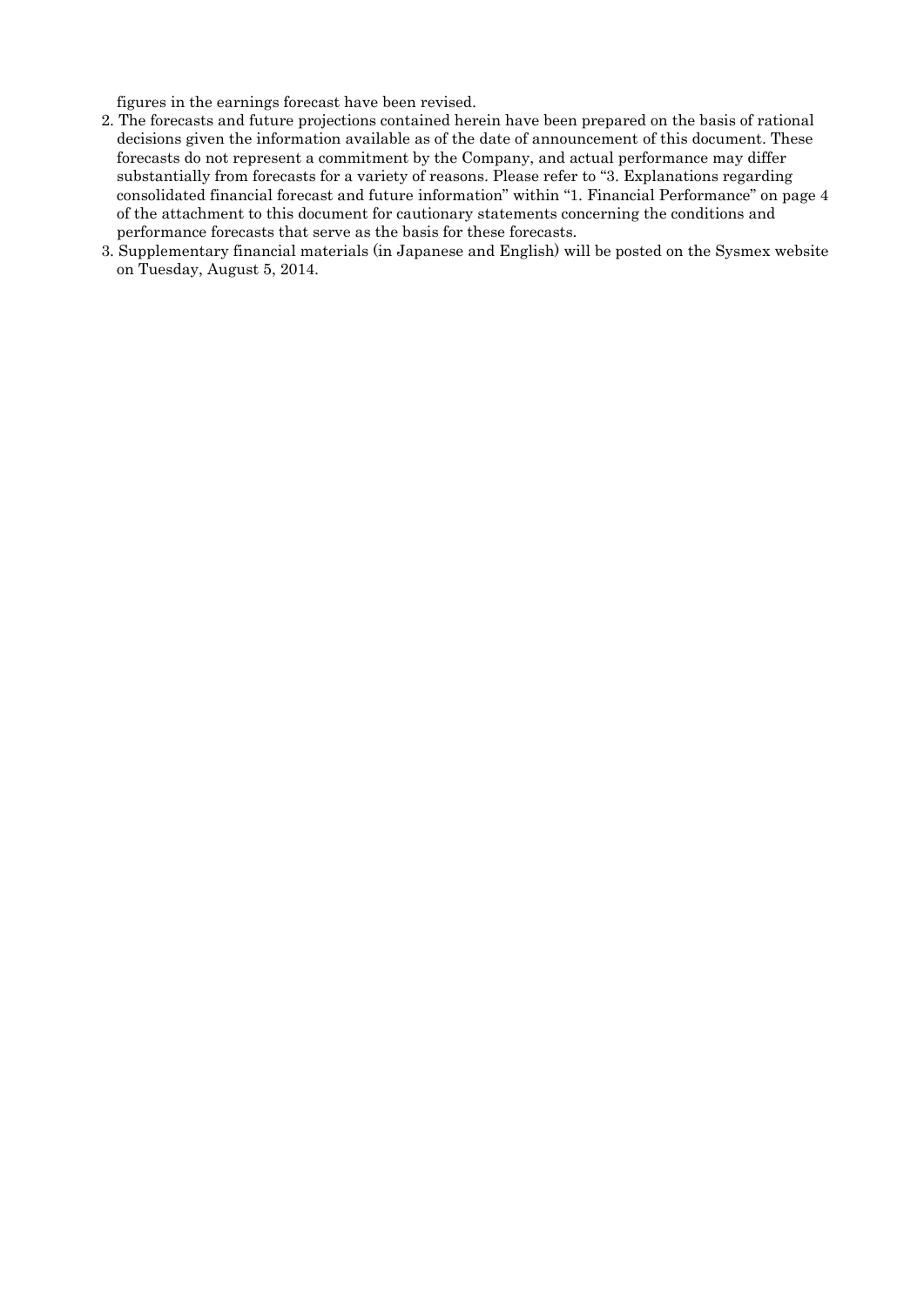figures in the earnings forecast have been revised.

2. The forecasts and future projections contained herein have been prepared on the basis of rational decisions given the information available as of the date of announcement of this document. These forecasts do not represent a commitment by the Company, and actual performance may differ substantially from forecasts for a variety of reasons. Please refer to "3. Explanations regarding consolidated financial forecast and future information" within "1. Financial Performance" on page 4 of the attachment to this document for cautionary statements concerning the conditions and performance forecasts that serve as the basis for these forecasts.
3. Supplementary financial materials (in Japanese and English) will be posted on the Sysmex website on Tuesday, August 5, 2014.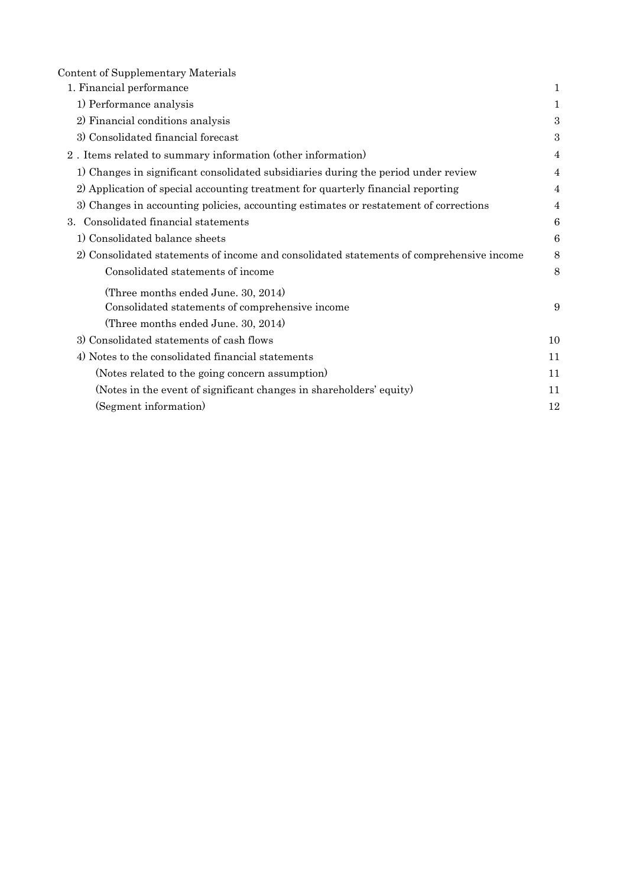Content of Supplementary Materials

| | |
|---|---|
| 1. Financial performance | 1 |
| 1) Performance analysis | 1 |
| 2) Financial conditions analysis | 3 |
| 3) Consolidated financial forecast | 3 |
| 2．Items related to summary information (other information) | 4 |
| 1) Changes in significant consolidated subsidiaries during the period under review | 4 |
| 2) Application of special accounting treatment for quarterly financial reporting | 4 |
| 3) Changes in accounting policies, accounting estimates or restatement of corrections | 4 |
| 3. Consolidated financial statements | 6 |
| 1) Consolidated balance sheets | 6 |
| 2) Consolidated statements of income and consolidated statements of comprehensive income | 8 |
| Consolidated statements of income (Three months ended June. 30, 2014) | 8 |
| Consolidated statements of comprehensive income (Three months ended June. 30, 2014) | 9 |
| 3) Consolidated statements of cash flows | 10 |
| 4) Notes to the consolidated financial statements | 11 |
| (Notes related to the going concern assumption) | 11 |
| (Notes in the event of significant changes in shareholders' equity) | 11 |
| (Segment information) | 12 |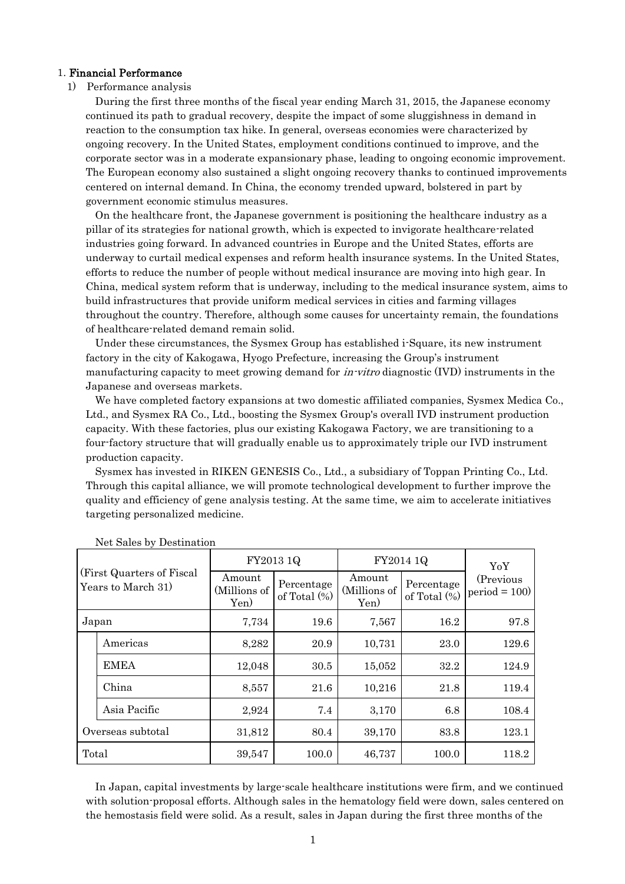## 1. Financial Performance

### 1) Performance analysis

During the first three months of the fiscal year ending March 31, 2015, the Japanese economy continued its path to gradual recovery, despite the impact of some sluggishness in demand in reaction to the consumption tax hike. In general, overseas economies were characterized by ongoing recovery. In the United States, employment conditions continued to improve, and the corporate sector was in a moderate expansionary phase, leading to ongoing economic improvement. The European economy also sustained a slight ongoing recovery thanks to continued improvements centered on internal demand. In China, the economy trended upward, bolstered in part by government economic stimulus measures.

On the healthcare front, the Japanese government is positioning the healthcare industry as a pillar of its strategies for national growth, which is expected to invigorate healthcare-related industries going forward. In advanced countries in Europe and the United States, efforts are underway to curtail medical expenses and reform health insurance systems. In the United States, efforts to reduce the number of people without medical insurance are moving into high gear. In China, medical system reform that is underway, including to the medical insurance system, aims to build infrastructures that provide uniform medical services in cities and farming villages throughout the country. Therefore, although some causes for uncertainty remain, the foundations of healthcare-related demand remain solid.

Under these circumstances, the Sysmex Group has established i-Square, its new instrument factory in the city of Kakogawa, Hyogo Prefecture, increasing the Group's instrument manufacturing capacity to meet growing demand for *in-vitro* diagnostic (IVD) instruments in the Japanese and overseas markets.

We have completed factory expansions at two domestic affiliated companies, Sysmex Medica Co., Ltd., and Sysmex RA Co., Ltd., boosting the Sysmex Group's overall IVD instrument production capacity. With these factories, plus our existing Kakogawa Factory, we are transitioning to a four-factory structure that will gradually enable us to approximately triple our IVD instrument production capacity.

Sysmex has invested in RIKEN GENESIS Co., Ltd., a subsidiary of Toppan Printing Co., Ltd. Through this capital alliance, we will promote technological development to further improve the quality and efficiency of gene analysis testing. At the same time, we aim to accelerate initiatives targeting personalized medicine.

Net Sales by Destination

| (First Quarters of Fiscal Years to March 31) | | FY2013 1Q | | FY2014 1Q | | YoY (Previous period = 100) |
|---|---|---|---|---|---|---|
| | | Amount (Millions of Yen) | Percentage of Total (%) | Amount (Millions of Yen) | Percentage of Total (%) | |
| Japan | | 7,734 | 19.6 | 7,567 | 16.2 | 97.8 |
| | Americas | 8,282 | 20.9 | 10,731 | 23.0 | 129.6 |
| | EMEA | 12,048 | 30.5 | 15,052 | 32.2 | 124.9 |
| | China | 8,557 | 21.6 | 10,216 | 21.8 | 119.4 |
| | Asia Pacific | 2,924 | 7.4 | 3,170 | 6.8 | 108.4 |
| Overseas subtotal | | 31,812 | 80.4 | 39,170 | 83.8 | 123.1 |
| Total | | 39,547 | 100.0 | 46,737 | 100.0 | 118.2 |

In Japan, capital investments by large-scale healthcare institutions were firm, and we continued with solution-proposal efforts. Although sales in the hematology field were down, sales centered on the hemostasis field were solid. As a result, sales in Japan during the first three months of the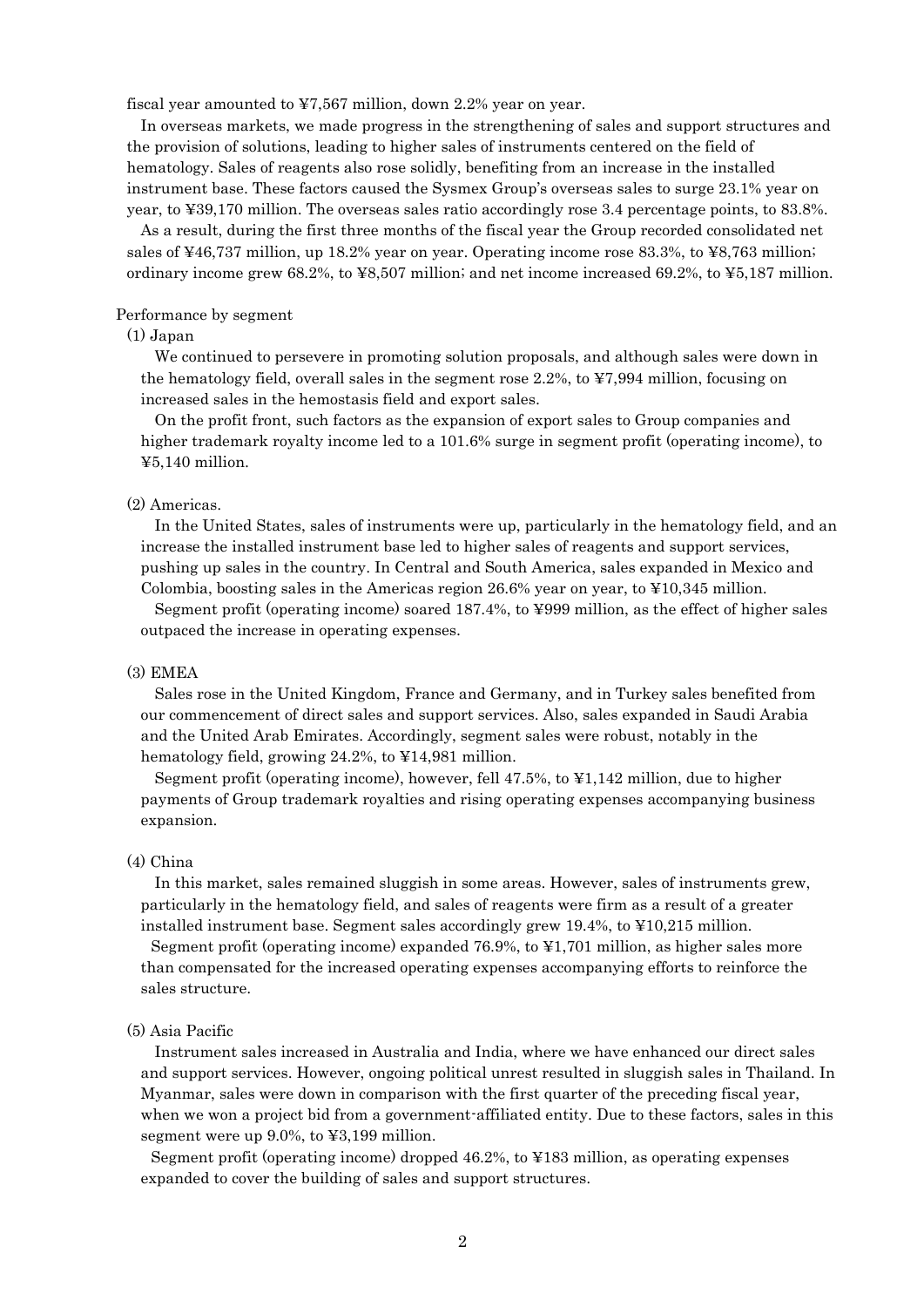fiscal year amounted to ¥7,567 million, down 2.2% year on year.

In overseas markets, we made progress in the strengthening of sales and support structures and the provision of solutions, leading to higher sales of instruments centered on the field of hematology. Sales of reagents also rose solidly, benefiting from an increase in the installed instrument base. These factors caused the Sysmex Group's overseas sales to surge 23.1% year on year, to ¥39,170 million. The overseas sales ratio accordingly rose 3.4 percentage points, to 83.8%.

As a result, during the first three months of the fiscal year the Group recorded consolidated net sales of ¥46,737 million, up 18.2% year on year. Operating income rose 83.3%, to ¥8,763 million; ordinary income grew 68.2%, to ¥8,507 million; and net income increased 69.2%, to ¥5,187 million.

Performance by segment

(1) Japan

We continued to persevere in promoting solution proposals, and although sales were down in the hematology field, overall sales in the segment rose 2.2%, to ¥7,994 million, focusing on increased sales in the hemostasis field and export sales.

On the profit front, such factors as the expansion of export sales to Group companies and higher trademark royalty income led to a 101.6% surge in segment profit (operating income), to ¥5,140 million.

(2) Americas.

In the United States, sales of instruments were up, particularly in the hematology field, and an increase the installed instrument base led to higher sales of reagents and support services, pushing up sales in the country. In Central and South America, sales expanded in Mexico and Colombia, boosting sales in the Americas region 26.6% year on year, to ¥10,345 million.

Segment profit (operating income) soared 187.4%, to ¥999 million, as the effect of higher sales outpaced the increase in operating expenses.

(3) EMEA

Sales rose in the United Kingdom, France and Germany, and in Turkey sales benefited from our commencement of direct sales and support services. Also, sales expanded in Saudi Arabia and the United Arab Emirates. Accordingly, segment sales were robust, notably in the hematology field, growing 24.2%, to ¥14,981 million.

Segment profit (operating income), however, fell 47.5%, to ¥1,142 million, due to higher payments of Group trademark royalties and rising operating expenses accompanying business expansion.

(4) China

In this market, sales remained sluggish in some areas. However, sales of instruments grew, particularly in the hematology field, and sales of reagents were firm as a result of a greater installed instrument base. Segment sales accordingly grew 19.4%, to ¥10,215 million.

Segment profit (operating income) expanded 76.9%, to ¥1,701 million, as higher sales more than compensated for the increased operating expenses accompanying efforts to reinforce the sales structure.

(5) Asia Pacific

Instrument sales increased in Australia and India, where we have enhanced our direct sales and support services. However, ongoing political unrest resulted in sluggish sales in Thailand. In Myanmar, sales were down in comparison with the first quarter of the preceding fiscal year, when we won a project bid from a government-affiliated entity. Due to these factors, sales in this segment were up 9.0%, to ¥3,199 million.

Segment profit (operating income) dropped 46.2%, to ¥183 million, as operating expenses expanded to cover the building of sales and support structures.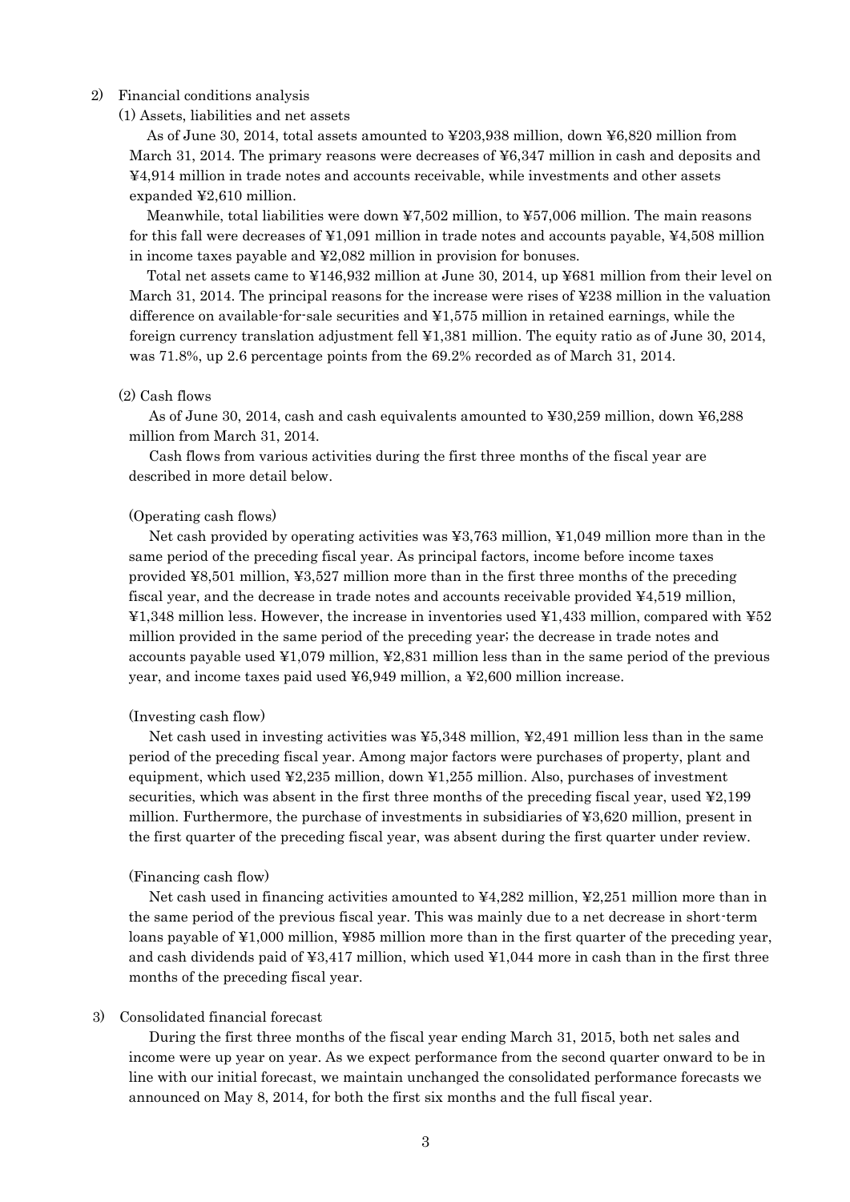2) Financial conditions analysis

(1) Assets, liabilities and net assets

As of June 30, 2014, total assets amounted to ¥203,938 million, down ¥6,820 million from March 31, 2014. The primary reasons were decreases of ¥6,347 million in cash and deposits and ¥4,914 million in trade notes and accounts receivable, while investments and other assets expanded ¥2,610 million.

Meanwhile, total liabilities were down ¥7,502 million, to ¥57,006 million. The main reasons for this fall were decreases of ¥1,091 million in trade notes and accounts payable, ¥4,508 million in income taxes payable and ¥2,082 million in provision for bonuses.

Total net assets came to ¥146,932 million at June 30, 2014, up ¥681 million from their level on March 31, 2014. The principal reasons for the increase were rises of ¥238 million in the valuation difference on available-for-sale securities and ¥1,575 million in retained earnings, while the foreign currency translation adjustment fell ¥1,381 million. The equity ratio as of June 30, 2014, was 71.8%, up 2.6 percentage points from the 69.2% recorded as of March 31, 2014.

(2) Cash flows

As of June 30, 2014, cash and cash equivalents amounted to ¥30,259 million, down ¥6,288 million from March 31, 2014.

Cash flows from various activities during the first three months of the fiscal year are described in more detail below.

(Operating cash flows)

Net cash provided by operating activities was ¥3,763 million, ¥1,049 million more than in the same period of the preceding fiscal year. As principal factors, income before income taxes provided ¥8,501 million, ¥3,527 million more than in the first three months of the preceding fiscal year, and the decrease in trade notes and accounts receivable provided ¥4,519 million, ¥1,348 million less. However, the increase in inventories used ¥1,433 million, compared with ¥52 million provided in the same period of the preceding year; the decrease in trade notes and accounts payable used ¥1,079 million, ¥2,831 million less than in the same period of the previous year, and income taxes paid used ¥6,949 million, a ¥2,600 million increase.

(Investing cash flow)

Net cash used in investing activities was ¥5,348 million, ¥2,491 million less than in the same period of the preceding fiscal year. Among major factors were purchases of property, plant and equipment, which used ¥2,235 million, down ¥1,255 million. Also, purchases of investment securities, which was absent in the first three months of the preceding fiscal year, used ¥2,199 million. Furthermore, the purchase of investments in subsidiaries of ¥3,620 million, present in the first quarter of the preceding fiscal year, was absent during the first quarter under review.

(Financing cash flow)

Net cash used in financing activities amounted to ¥4,282 million, ¥2,251 million more than in the same period of the previous fiscal year. This was mainly due to a net decrease in short-term loans payable of ¥1,000 million, ¥985 million more than in the first quarter of the preceding year, and cash dividends paid of ¥3,417 million, which used ¥1,044 more in cash than in the first three months of the preceding fiscal year.

3) Consolidated financial forecast

During the first three months of the fiscal year ending March 31, 2015, both net sales and income were up year on year. As we expect performance from the second quarter onward to be in line with our initial forecast, we maintain unchanged the consolidated performance forecasts we announced on May 8, 2014, for both the first six months and the full fiscal year.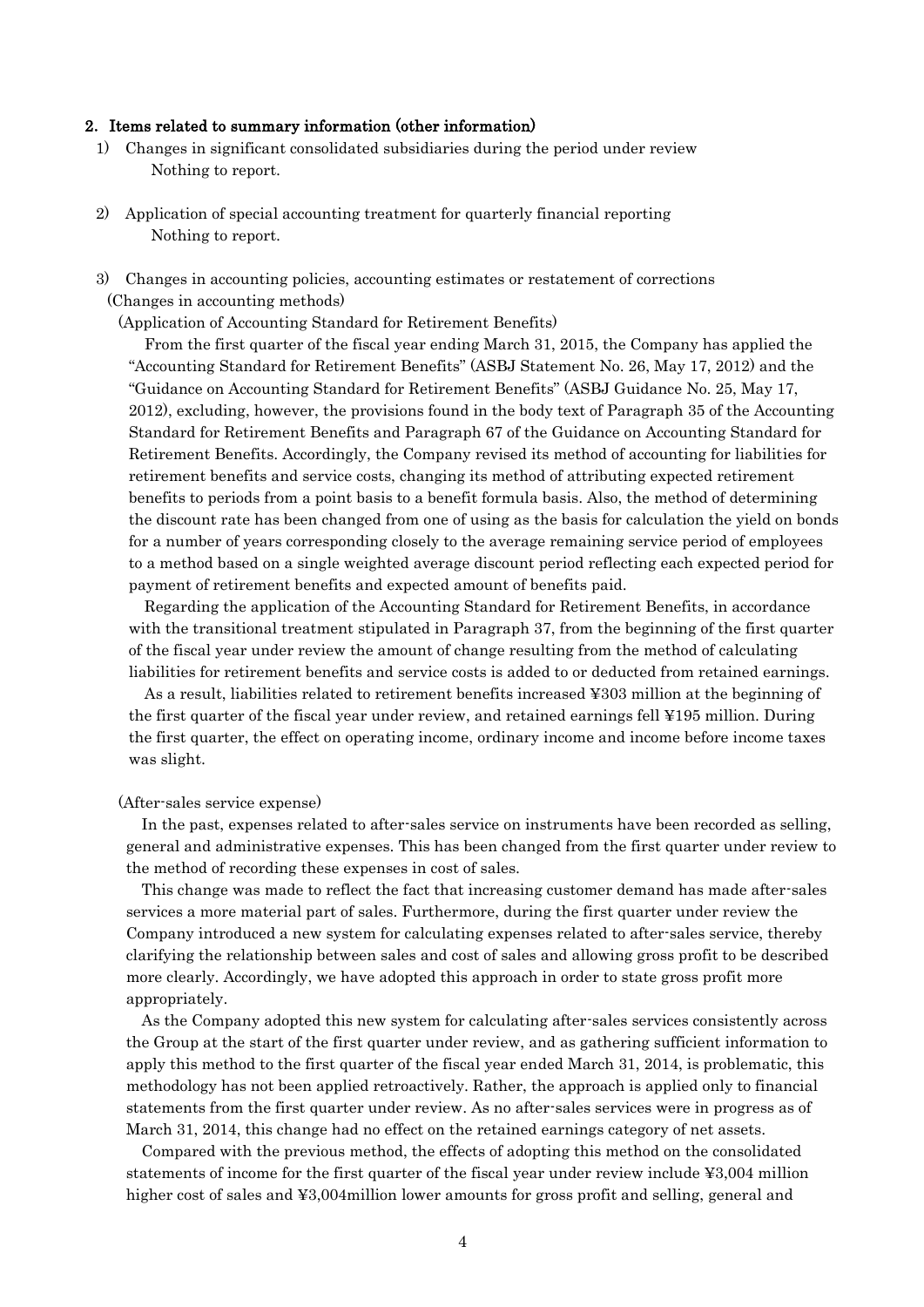## 2. Items related to summary information (other information)

1) Changes in significant consolidated subsidiaries during the period under review

Nothing to report.

2) Application of special accounting treatment for quarterly financial reporting

Nothing to report.

3) Changes in accounting policies, accounting estimates or restatement of corrections

(Changes in accounting methods)

(Application of Accounting Standard for Retirement Benefits)

From the first quarter of the fiscal year ending March 31, 2015, the Company has applied the "Accounting Standard for Retirement Benefits" (ASBJ Statement No. 26, May 17, 2012) and the "Guidance on Accounting Standard for Retirement Benefits" (ASBJ Guidance No. 25, May 17, 2012), excluding, however, the provisions found in the body text of Paragraph 35 of the Accounting Standard for Retirement Benefits and Paragraph 67 of the Guidance on Accounting Standard for Retirement Benefits. Accordingly, the Company revised its method of accounting for liabilities for retirement benefits and service costs, changing its method of attributing expected retirement benefits to periods from a point basis to a benefit formula basis. Also, the method of determining the discount rate has been changed from one of using as the basis for calculation the yield on bonds for a number of years corresponding closely to the average remaining service period of employees to a method based on a single weighted average discount period reflecting each expected period for payment of retirement benefits and expected amount of benefits paid.

Regarding the application of the Accounting Standard for Retirement Benefits, in accordance with the transitional treatment stipulated in Paragraph 37, from the beginning of the first quarter of the fiscal year under review the amount of change resulting from the method of calculating liabilities for retirement benefits and service costs is added to or deducted from retained earnings.

As a result, liabilities related to retirement benefits increased ¥303 million at the beginning of the first quarter of the fiscal year under review, and retained earnings fell ¥195 million. During the first quarter, the effect on operating income, ordinary income and income before income taxes was slight.

(After-sales service expense)

In the past, expenses related to after-sales service on instruments have been recorded as selling, general and administrative expenses. This has been changed from the first quarter under review to the method of recording these expenses in cost of sales.

This change was made to reflect the fact that increasing customer demand has made after-sales services a more material part of sales. Furthermore, during the first quarter under review the Company introduced a new system for calculating expenses related to after-sales service, thereby clarifying the relationship between sales and cost of sales and allowing gross profit to be described more clearly. Accordingly, we have adopted this approach in order to state gross profit more appropriately.

As the Company adopted this new system for calculating after-sales services consistently across the Group at the start of the first quarter under review, and as gathering sufficient information to apply this method to the first quarter of the fiscal year ended March 31, 2014, is problematic, this methodology has not been applied retroactively. Rather, the approach is applied only to financial statements from the first quarter under review. As no after-sales services were in progress as of March 31, 2014, this change had no effect on the retained earnings category of net assets.

Compared with the previous method, the effects of adopting this method on the consolidated statements of income for the first quarter of the fiscal year under review include ¥3,004 million higher cost of sales and ¥3,004million lower amounts for gross profit and selling, general and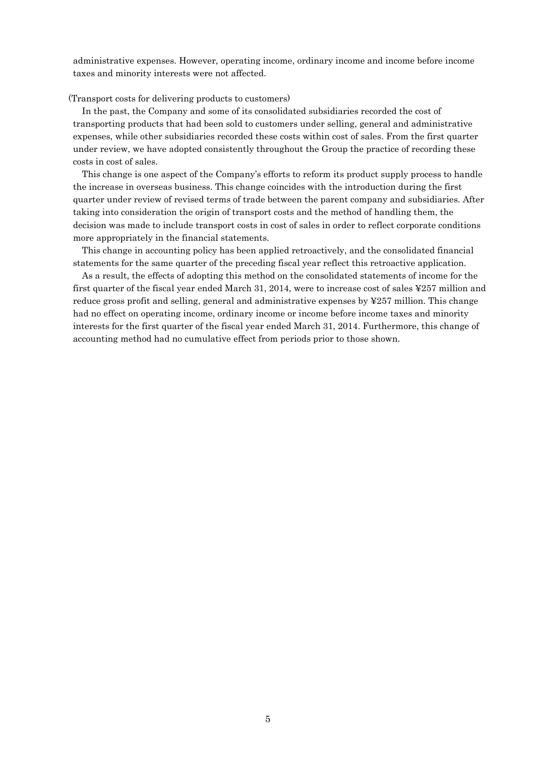administrative expenses. However, operating income, ordinary income and income before income taxes and minority interests were not affected.

(Transport costs for delivering products to customers)

In the past, the Company and some of its consolidated subsidiaries recorded the cost of transporting products that had been sold to customers under selling, general and administrative expenses, while other subsidiaries recorded these costs within cost of sales. From the first quarter under review, we have adopted consistently throughout the Group the practice of recording these costs in cost of sales.

This change is one aspect of the Company's efforts to reform its product supply process to handle the increase in overseas business. This change coincides with the introduction during the first quarter under review of revised terms of trade between the parent company and subsidiaries. After taking into consideration the origin of transport costs and the method of handling them, the decision was made to include transport costs in cost of sales in order to reflect corporate conditions more appropriately in the financial statements.

This change in accounting policy has been applied retroactively, and the consolidated financial statements for the same quarter of the preceding fiscal year reflect this retroactive application.

As a result, the effects of adopting this method on the consolidated statements of income for the first quarter of the fiscal year ended March 31, 2014, were to increase cost of sales ¥257 million and reduce gross profit and selling, general and administrative expenses by ¥257 million. This change had no effect on operating income, ordinary income or income before income taxes and minority interests for the first quarter of the fiscal year ended March 31, 2014. Furthermore, this change of accounting method had no cumulative effect from periods prior to those shown.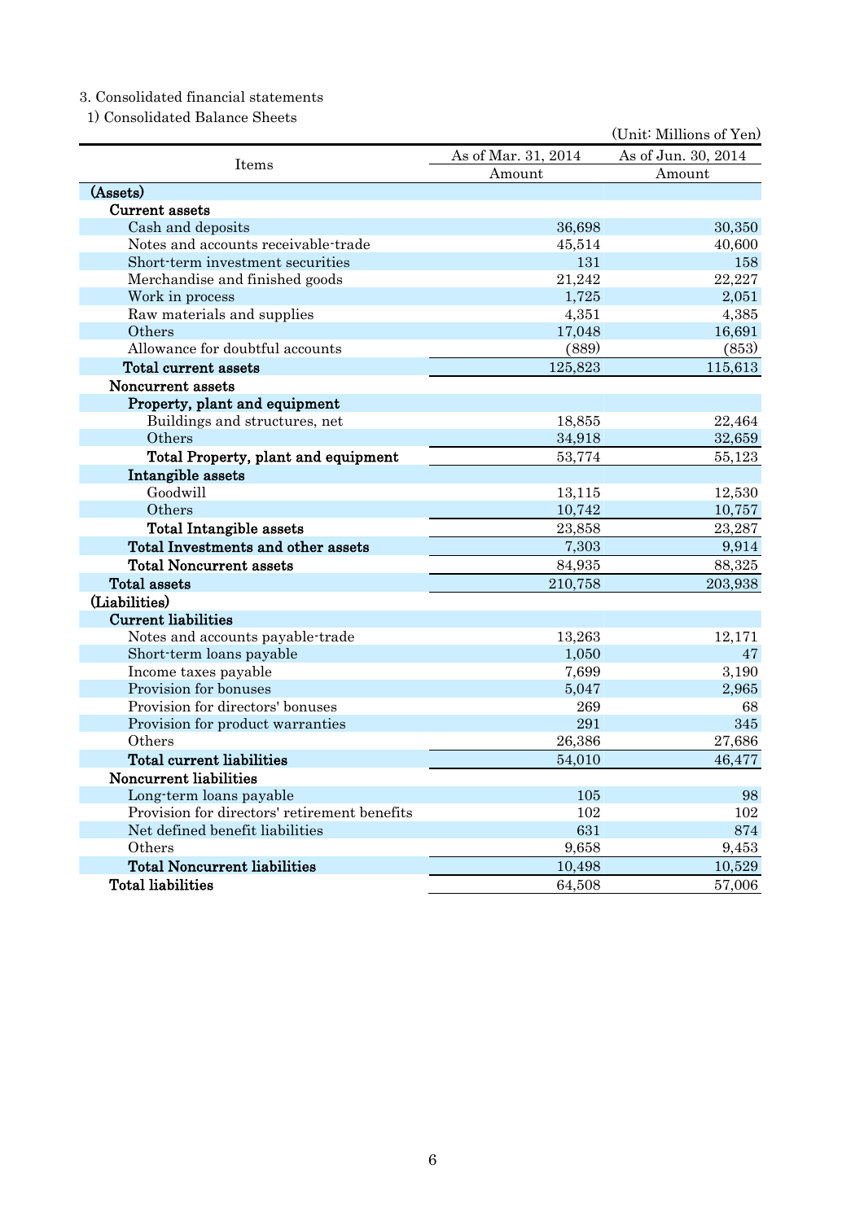3. Consolidated financial statements

1) Consolidated Balance Sheets

(Unit: Millions of Yen)

| Items | As of Mar. 31, 2014 | As of Jun. 30, 2014 |
|---|---|---|
| | Amount | Amount |
| **(Assets)** | | |
| **Current assets** | | |
| Cash and deposits | 36,698 | 30,350 |
| Notes and accounts receivable-trade | 45,514 | 40,600 |
| Short-term investment securities | 131 | 158 |
| Merchandise and finished goods | 21,242 | 22,227 |
| Work in process | 1,725 | 2,051 |
| Raw materials and supplies | 4,351 | 4,385 |
| Others | 17,048 | 16,691 |
| Allowance for doubtful accounts | (889) | (853) |
| **Total current assets** | 125,823 | 115,613 |
| **Noncurrent assets** | | |
| **Property, plant and equipment** | | |
| Buildings and structures, net | 18,855 | 22,464 |
| Others | 34,918 | 32,659 |
| **Total Property, plant and equipment** | 53,774 | 55,123 |
| **Intangible assets** | | |
| Goodwill | 13,115 | 12,530 |
| Others | 10,742 | 10,757 |
| **Total Intangible assets** | 23,858 | 23,287 |
| **Total Investments and other assets** | 7,303 | 9,914 |
| **Total Noncurrent assets** | 84,935 | 88,325 |
| **Total assets** | 210,758 | 203,938 |
| **(Liabilities)** | | |
| **Current liabilities** | | |
| Notes and accounts payable-trade | 13,263 | 12,171 |
| Short-term loans payable | 1,050 | 47 |
| Income taxes payable | 7,699 | 3,190 |
| Provision for bonuses | 5,047 | 2,965 |
| Provision for directors' bonuses | 269 | 68 |
| Provision for product warranties | 291 | 345 |
| Others | 26,386 | 27,686 |
| **Total current liabilities** | 54,010 | 46,477 |
| **Noncurrent liabilities** | | |
| Long-term loans payable | 105 | 98 |
| Provision for directors' retirement benefits | 102 | 102 |
| Net defined benefit liabilities | 631 | 874 |
| Others | 9,658 | 9,453 |
| **Total Noncurrent liabilities** | 10,498 | 10,529 |
| **Total liabilities** | 64,508 | 57,006 |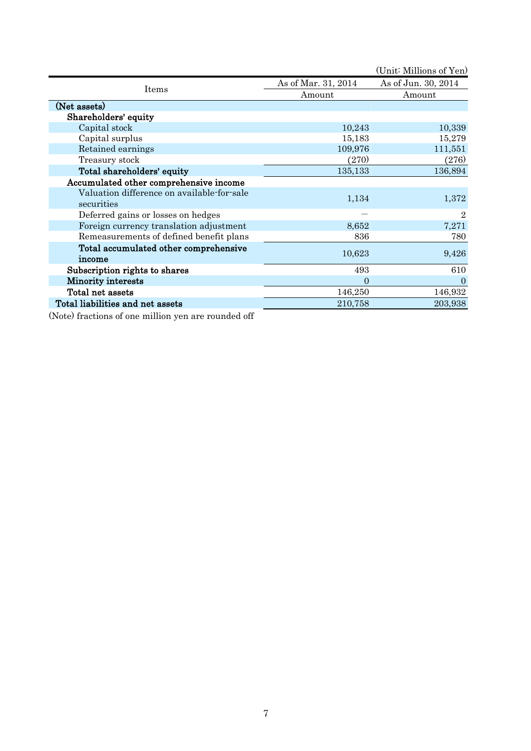(Unit: Millions of Yen)

| Items | As of Mar. 31, 2014 | As of Jun. 30, 2014 |
|---|---|---|
| | Amount | Amount |
| **(Net assets)** | | |
| **Shareholders' equity** | | |
| Capital stock | 10,243 | 10,339 |
| Capital surplus | 15,183 | 15,279 |
| Retained earnings | 109,976 | 111,551 |
| Treasury stock | (270) | (276) |
| **Total shareholders' equity** | 135,133 | 136,894 |
| **Accumulated other comprehensive income** | | |
| Valuation difference on available-for-sale securities | 1,134 | 1,372 |
| Deferred gains or losses on hedges | ― | 2 |
| Foreign currency translation adjustment | 8,652 | 7,271 |
| Remeasurements of defined benefit plans | 836 | 780 |
| **Total accumulated other comprehensive income** | 10,623 | 9,426 |
| **Subscription rights to shares** | 493 | 610 |
| **Minority interests** | 0 | 0 |
| **Total net assets** | 146,250 | 146,932 |
| **Total liabilities and net assets** | 210,758 | 203,938 |

(Note) fractions of one million yen are rounded off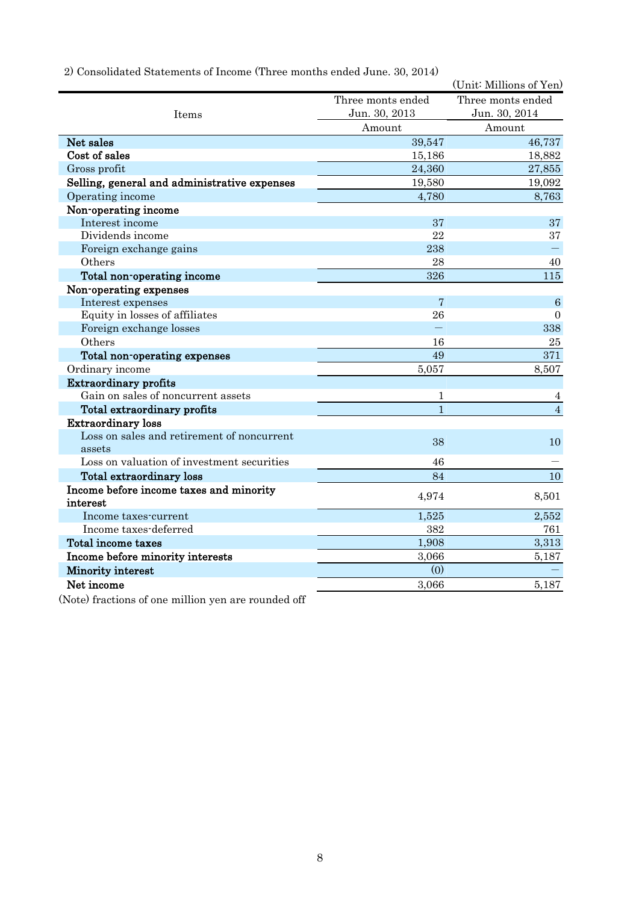2) Consolidated Statements of Income (Three months ended June. 30, 2014)

(Unit: Millions of Yen)

| Items | Three monts ended Jun. 30, 2013 | Three monts ended Jun. 30, 2014 |
|---|---|---|
| | Amount | Amount |
| **Net sales** | 39,547 | 46,737 |
| **Cost of sales** | 15,186 | 18,882 |
| Gross profit | 24,360 | 27,855 |
| **Selling, general and administrative expenses** | 19,580 | 19,092 |
| Operating income | 4,780 | 8,763 |
| **Non-operating income** | | |
| Interest income | 37 | 37 |
| Dividends income | 22 | 37 |
| Foreign exchange gains | 238 | — |
| Others | 28 | 40 |
| **Total non-operating income** | 326 | 115 |
| **Non-operating expenses** | | |
| Interest expenses | 7 | 6 |
| Equity in losses of affiliates | 26 | 0 |
| Foreign exchange losses | — | 338 |
| Others | 16 | 25 |
| **Total non-operating expenses** | 49 | 371 |
| Ordinary income | 5,057 | 8,507 |
| **Extraordinary profits** | | |
| Gain on sales of noncurrent assets | 1 | 4 |
| **Total extraordinary profits** | 1 | 4 |
| **Extraordinary loss** | | |
| Loss on sales and retirement of noncurrent assets | 38 | 10 |
| Loss on valuation of investment securities | 46 | — |
| **Total extraordinary loss** | 84 | 10 |
| **Income before income taxes and minority interest** | 4,974 | 8,501 |
| Income taxes-current | 1,525 | 2,552 |
| Income taxes-deferred | 382 | 761 |
| **Total income taxes** | 1,908 | 3,313 |
| **Income before minority interests** | 3,066 | 5,187 |
| **Minority interest** | (0) | — |
| **Net income** | 3,066 | 5,187 |

(Note) fractions of one million yen are rounded off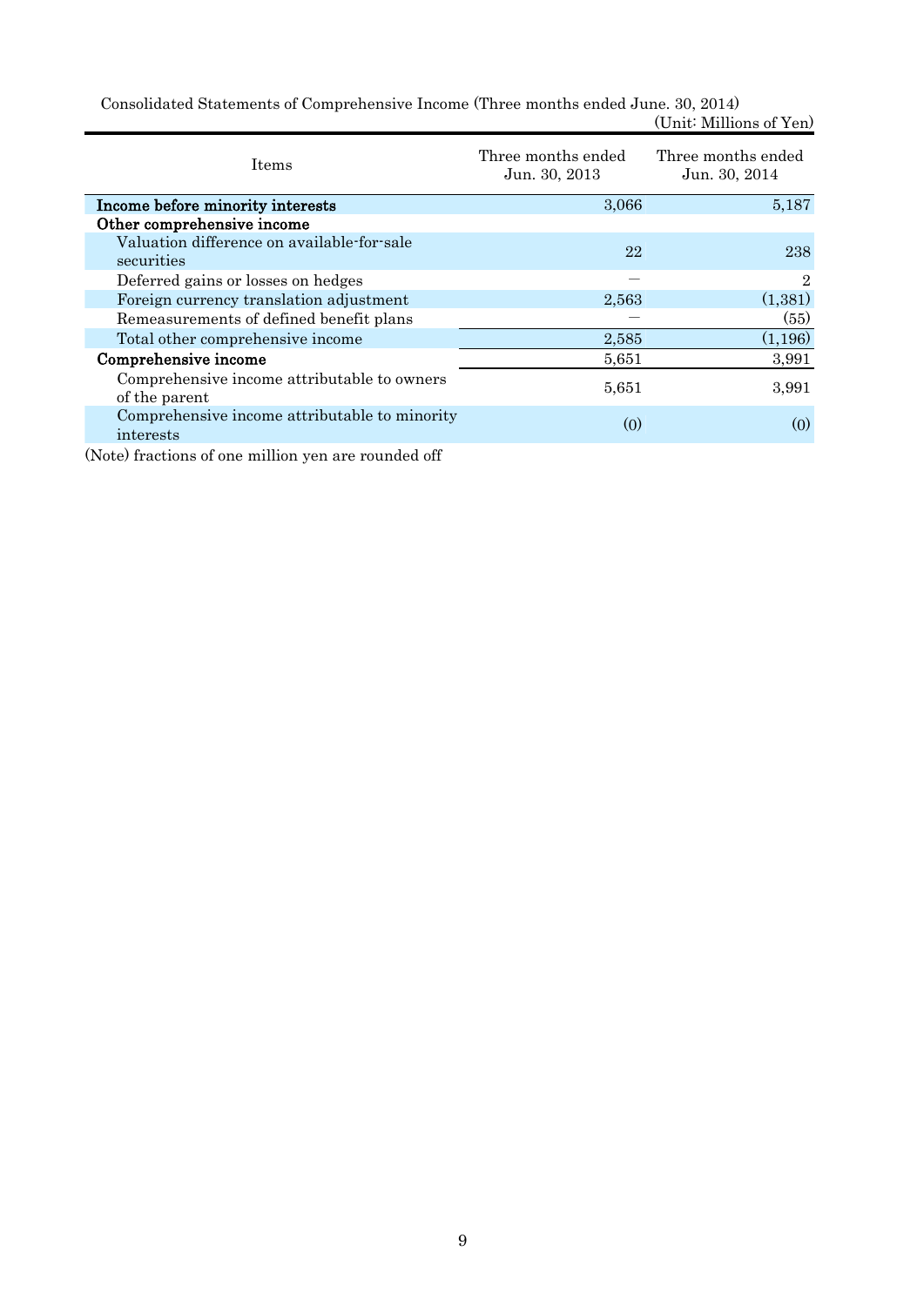Consolidated Statements of Comprehensive Income (Three months ended June. 30, 2014)

(Unit: Millions of Yen)

| Items | Three months ended Jun. 30, 2013 | Three months ended Jun. 30, 2014 |
|---|---|---|
| **Income before minority interests** | 3,066 | 5,187 |
| **Other comprehensive income** | | |
| Valuation difference on available-for-sale securities | 22 | 238 |
| Deferred gains or losses on hedges | — | 2 |
| Foreign currency translation adjustment | 2,563 | (1,381) |
| Remeasurements of defined benefit plans | — | (55) |
| Total other comprehensive income | 2,585 | (1,196) |
| **Comprehensive income** | 5,651 | 3,991 |
| Comprehensive income attributable to owners of the parent | 5,651 | 3,991 |
| Comprehensive income attributable to minority interests | (0) | (0) |

(Note) fractions of one million yen are rounded off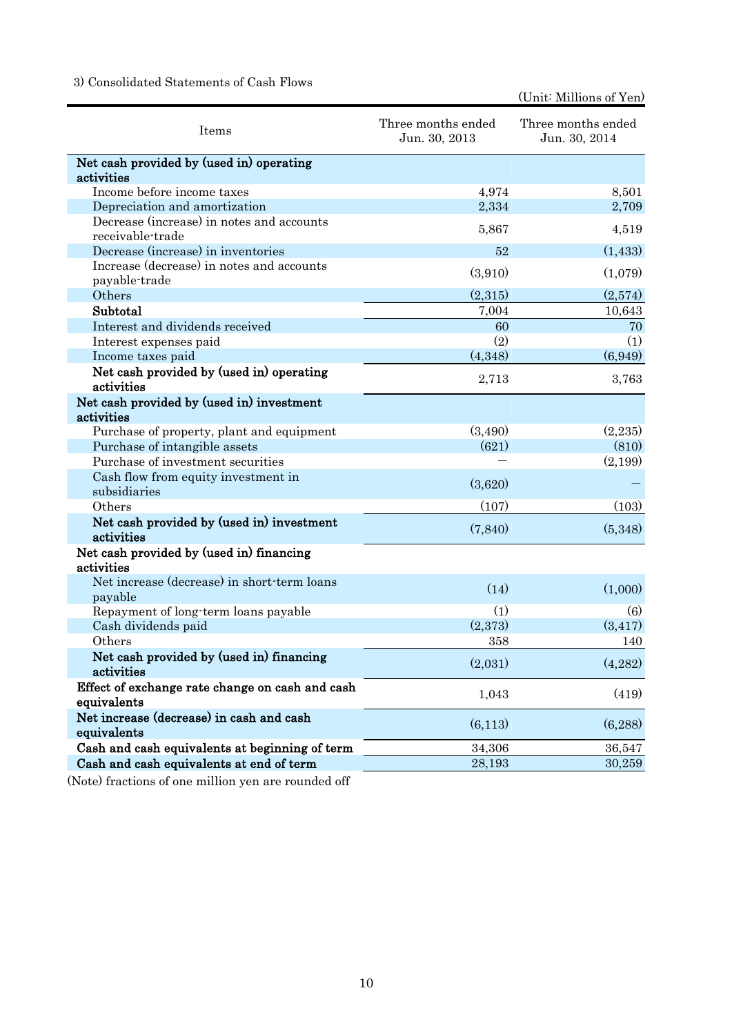3) Consolidated Statements of Cash Flows

(Unit: Millions of Yen)

| Items | Three months ended Jun. 30, 2013 | Three months ended Jun. 30, 2014 |
|---|---|---|
| **Net cash provided by (used in) operating activities** | | |
| Income before income taxes | 4,974 | 8,501 |
| Depreciation and amortization | 2,334 | 2,709 |
| Decrease (increase) in notes and accounts receivable-trade | 5,867 | 4,519 |
| Decrease (increase) in inventories | 52 | (1,433) |
| Increase (decrease) in notes and accounts payable-trade | (3,910) | (1,079) |
| Others | (2,315) | (2,574) |
| **Subtotal** | 7,004 | 10,643 |
| Interest and dividends received | 60 | 70 |
| Interest expenses paid | (2) | (1) |
| Income taxes paid | (4,348) | (6,949) |
| **Net cash provided by (used in) operating activities** | 2,713 | 3,763 |
| **Net cash provided by (used in) investment activities** | | |
| Purchase of property, plant and equipment | (3,490) | (2,235) |
| Purchase of intangible assets | (621) | (810) |
| Purchase of investment securities | ― | (2,199) |
| Cash flow from equity investment in subsidiaries | (3,620) | ― |
| Others | (107) | (103) |
| **Net cash provided by (used in) investment activities** | (7,840) | (5,348) |
| **Net cash provided by (used in) financing activities** | | |
| Net increase (decrease) in short-term loans payable | (14) | (1,000) |
| Repayment of long-term loans payable | (1) | (6) |
| Cash dividends paid | (2,373) | (3,417) |
| Others | 358 | 140 |
| **Net cash provided by (used in) financing activities** | (2,031) | (4,282) |
| **Effect of exchange rate change on cash and cash equivalents** | 1,043 | (419) |
| **Net increase (decrease) in cash and cash equivalents** | (6,113) | (6,288) |
| **Cash and cash equivalents at beginning of term** | 34,306 | 36,547 |
| **Cash and cash equivalents at end of term** | 28,193 | 30,259 |

(Note) fractions of one million yen are rounded off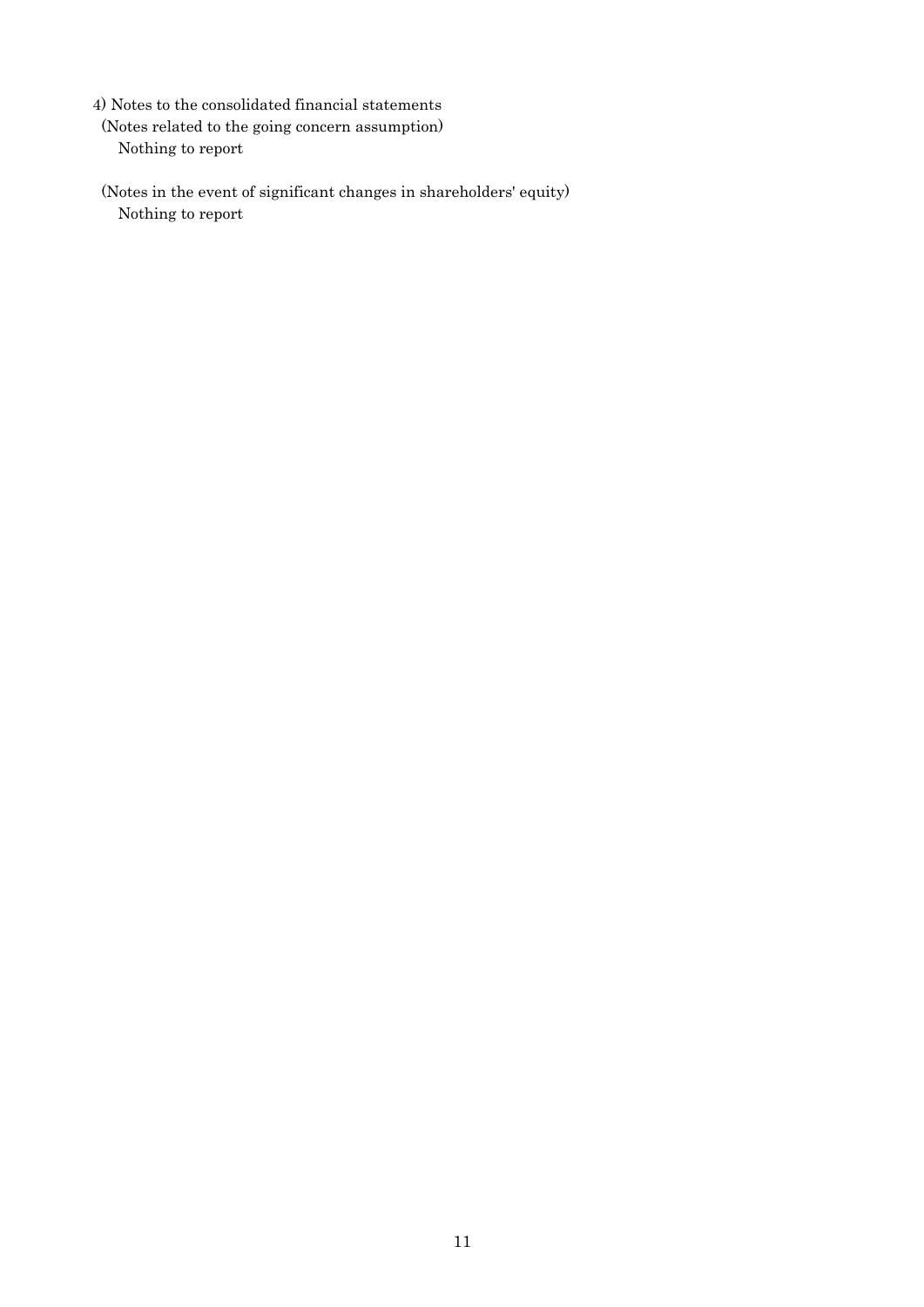4) Notes to the consolidated financial statements

(Notes related to the going concern assumption)

Nothing to report

(Notes in the event of significant changes in shareholders' equity)

Nothing to report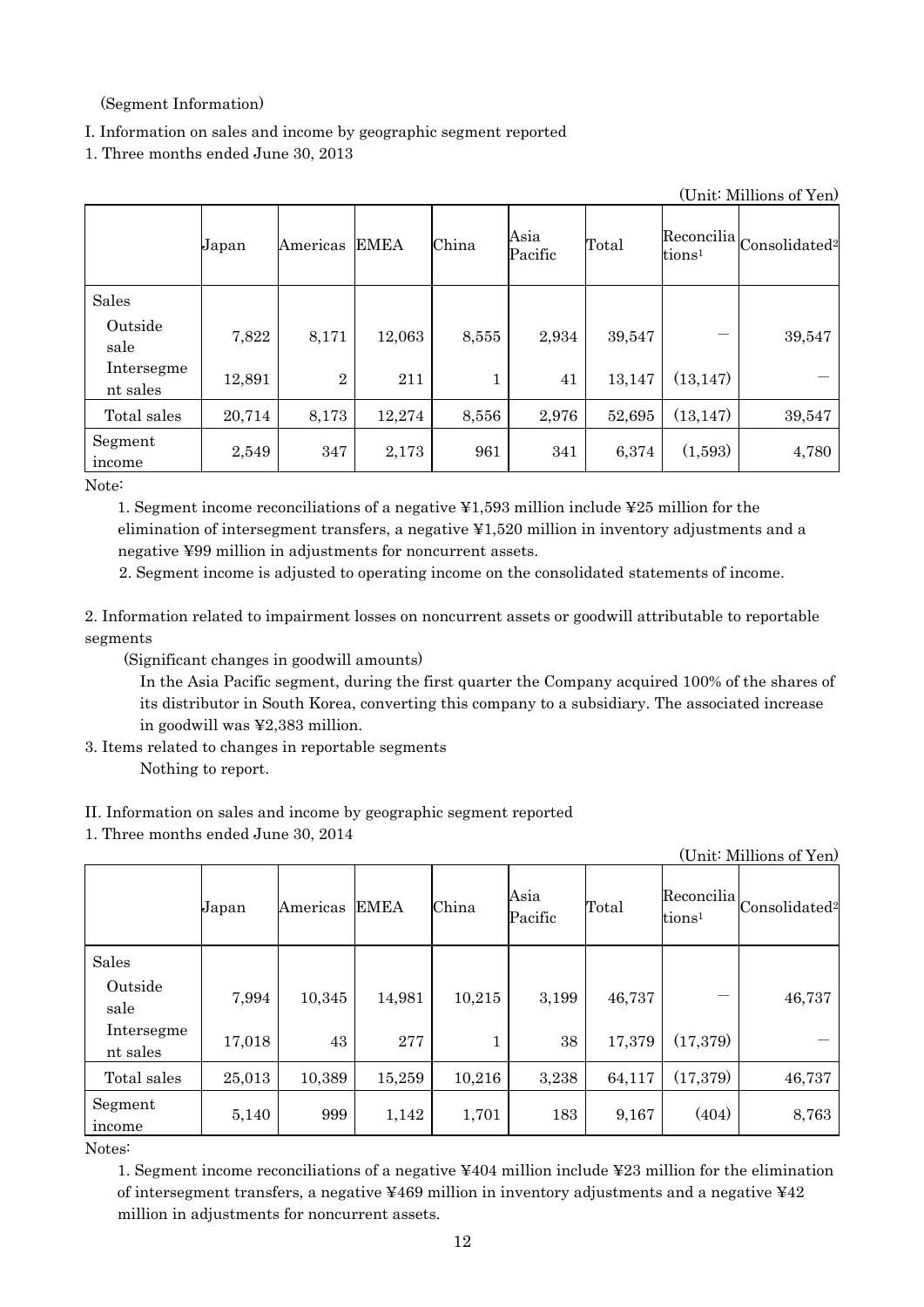(Segment Information)

I. Information on sales and income by geographic segment reported

1. Three months ended June 30, 2013

(Unit: Millions of Yen)

| | Japan | Americas | EMEA | China | Asia Pacific | Total | Reconciliations[1] | Consolidated[2] |
|---|---|---|---|---|---|---|---|---|
| Sales | | | | | | | | |
| Outside sale | 7,822 | 8,171 | 12,063 | 8,555 | 2,934 | 39,547 | — | 39,547 |
| Intersegment sales | 12,891 | 2 | 211 | 1 | 41 | 13,147 | (13,147) | — |
| Total sales | 20,714 | 8,173 | 12,274 | 8,556 | 2,976 | 52,695 | (13,147) | 39,547 |
| Segment income | 2,549 | 347 | 2,173 | 961 | 341 | 6,374 | (1,593) | 4,780 |

Note:

1. Segment income reconciliations of a negative ¥1,593 million include ¥25 million for the elimination of intersegment transfers, a negative ¥1,520 million in inventory adjustments and a negative ¥99 million in adjustments for noncurrent assets.
2. Segment income is adjusted to operating income on the consolidated statements of income.

2. Information related to impairment losses on noncurrent assets or goodwill attributable to reportable segments

(Significant changes in goodwill amounts)

In the Asia Pacific segment, during the first quarter the Company acquired 100% of the shares of its distributor in South Korea, converting this company to a subsidiary. The associated increase in goodwill was ¥2,383 million.

3. Items related to changes in reportable segments

Nothing to report.

II. Information on sales and income by geographic segment reported

1. Three months ended June 30, 2014

(Unit: Millions of Yen)

| | Japan | Americas | EMEA | China | Asia Pacific | Total | Reconciliations[1] | Consolidated[2] |
|---|---|---|---|---|---|---|---|---|
| Sales | | | | | | | | |
| Outside sale | 7,994 | 10,345 | 14,981 | 10,215 | 3,199 | 46,737 | — | 46,737 |
| Intersegment sales | 17,018 | 43 | 277 | 1 | 38 | 17,379 | (17,379) | — |
| Total sales | 25,013 | 10,389 | 15,259 | 10,216 | 3,238 | 64,117 | (17,379) | 46,737 |
| Segment income | 5,140 | 999 | 1,142 | 1,701 | 183 | 9,167 | (404) | 8,763 |

Notes:

1. Segment income reconciliations of a negative ¥404 million include ¥23 million for the elimination of intersegment transfers, a negative ¥469 million in inventory adjustments and a negative ¥42 million in adjustments for noncurrent assets.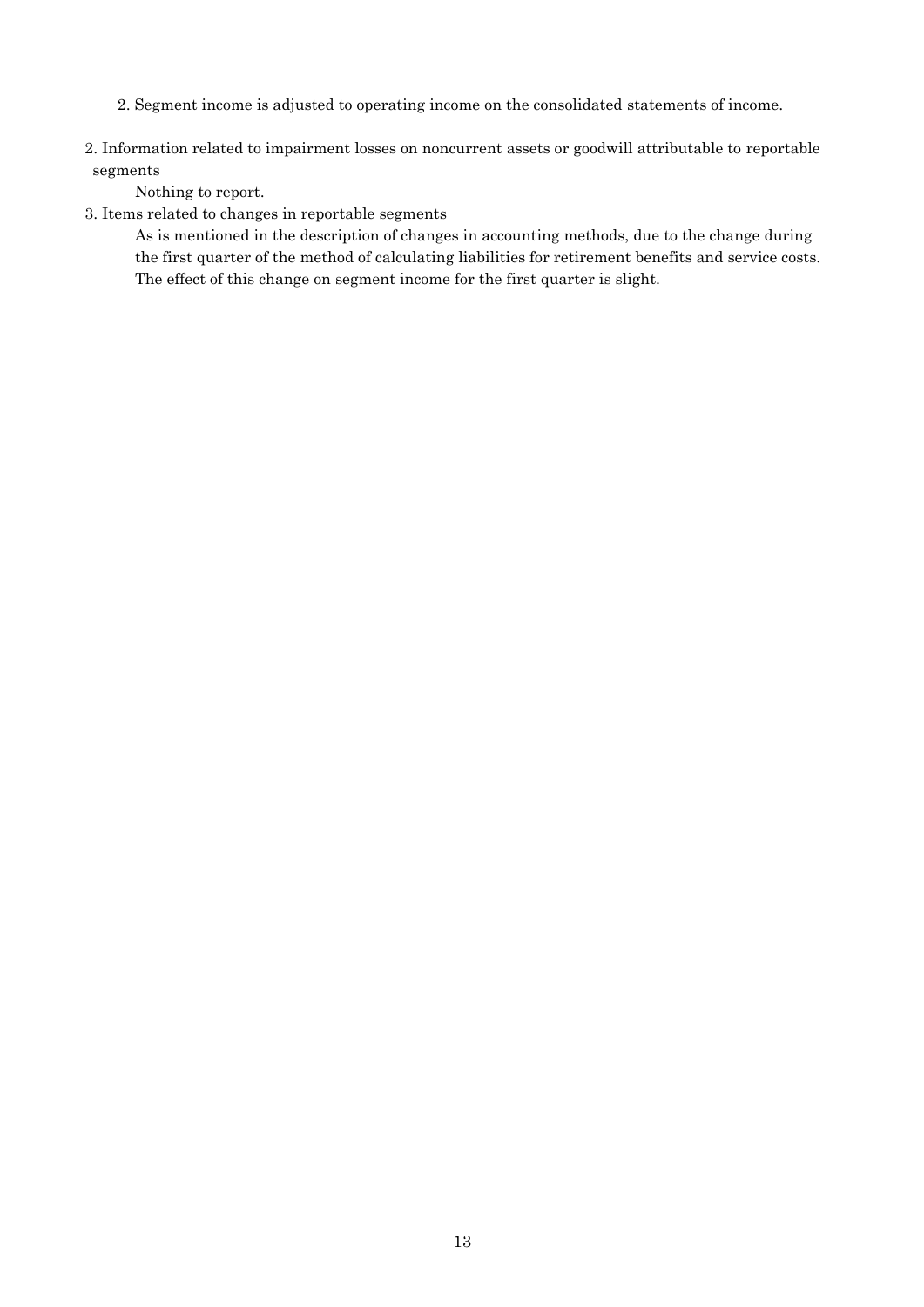2. Segment income is adjusted to operating income on the consolidated statements of income.

2. Information related to impairment losses on noncurrent assets or goodwill attributable to reportable segments

Nothing to report.

3. Items related to changes in reportable segments

As is mentioned in the description of changes in accounting methods, due to the change during the first quarter of the method of calculating liabilities for retirement benefits and service costs. The effect of this change on segment income for the first quarter is slight.